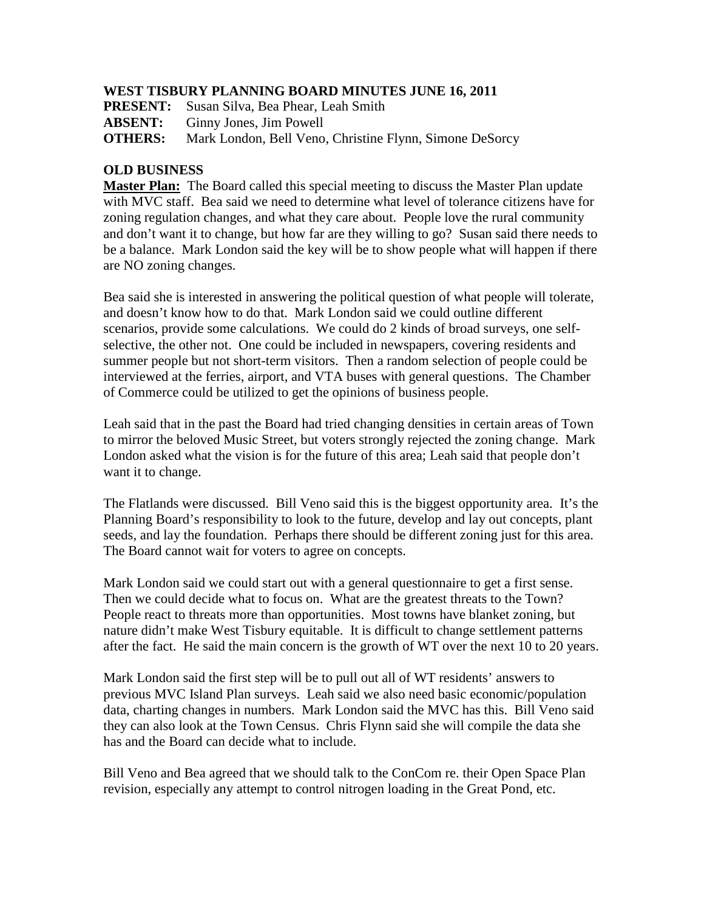**WEST TISBURY PLANNING BOARD MINUTES JUNE 16, 2011**

**PRESENT:** Susan Silva, Bea Phear, Leah Smith
**ABSENT:** Ginny Jones, Jim Powell
**OTHERS:** Mark London, Bell Veno, Christine Flynn, Simone DeSorcy

**OLD BUSINESS**

**Master Plan:** The Board called this special meeting to discuss the Master Plan update with MVC staff. Bea said we need to determine what level of tolerance citizens have for zoning regulation changes, and what they care about. People love the rural community and don't want it to change, but how far are they willing to go? Susan said there needs to be a balance. Mark London said the key will be to show people what will happen if there are NO zoning changes.

Bea said she is interested in answering the political question of what people will tolerate, and doesn't know how to do that. Mark London said we could outline different scenarios, provide some calculations. We could do 2 kinds of broad surveys, one self-selective, the other not. One could be included in newspapers, covering residents and summer people but not short-term visitors. Then a random selection of people could be interviewed at the ferries, airport, and VTA buses with general questions. The Chamber of Commerce could be utilized to get the opinions of business people.

Leah said that in the past the Board had tried changing densities in certain areas of Town to mirror the beloved Music Street, but voters strongly rejected the zoning change. Mark London asked what the vision is for the future of this area; Leah said that people don't want it to change.

The Flatlands were discussed. Bill Veno said this is the biggest opportunity area. It's the Planning Board's responsibility to look to the future, develop and lay out concepts, plant seeds, and lay the foundation. Perhaps there should be different zoning just for this area. The Board cannot wait for voters to agree on concepts.

Mark London said we could start out with a general questionnaire to get a first sense. Then we could decide what to focus on. What are the greatest threats to the Town? People react to threats more than opportunities. Most towns have blanket zoning, but nature didn't make West Tisbury equitable. It is difficult to change settlement patterns after the fact. He said the main concern is the growth of WT over the next 10 to 20 years.

Mark London said the first step will be to pull out all of WT residents' answers to previous MVC Island Plan surveys. Leah said we also need basic economic/population data, charting changes in numbers. Mark London said the MVC has this. Bill Veno said they can also look at the Town Census. Chris Flynn said she will compile the data she has and the Board can decide what to include.

Bill Veno and Bea agreed that we should talk to the ConCom re. their Open Space Plan revision, especially any attempt to control nitrogen loading in the Great Pond, etc.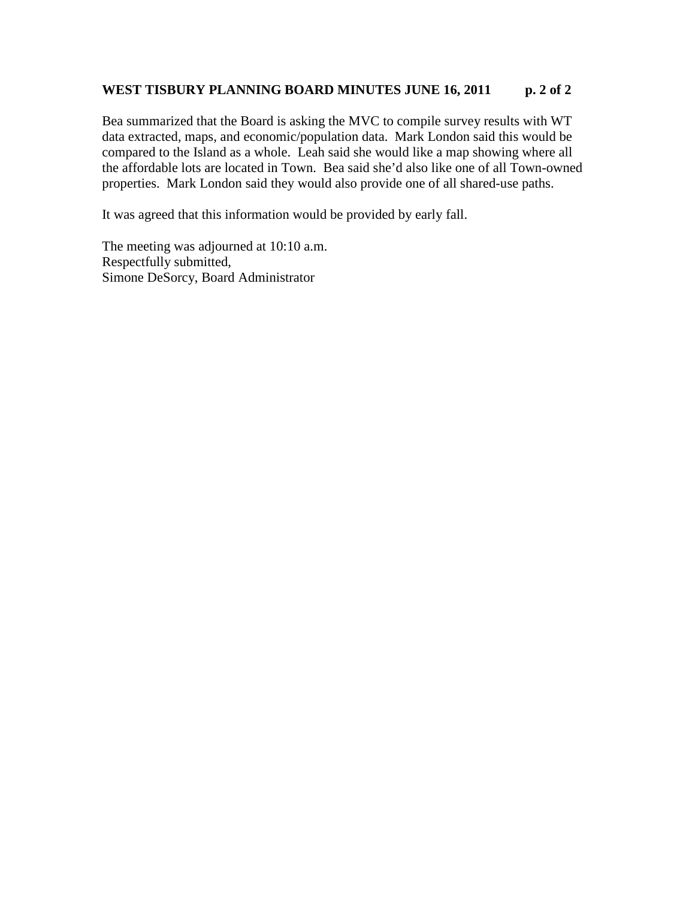Bea summarized that the Board is asking the MVC to compile survey results with WT data extracted, maps, and economic/population data. Mark London said this would be compared to the Island as a whole. Leah said she would like a map showing where all the affordable lots are located in Town. Bea said she'd also like one of all Town-owned properties. Mark London said they would also provide one of all shared-use paths.

It was agreed that this information would be provided by early fall.

The meeting was adjourned at 10:10 a.m.
Respectfully submitted,
Simone DeSorcy, Board Administrator